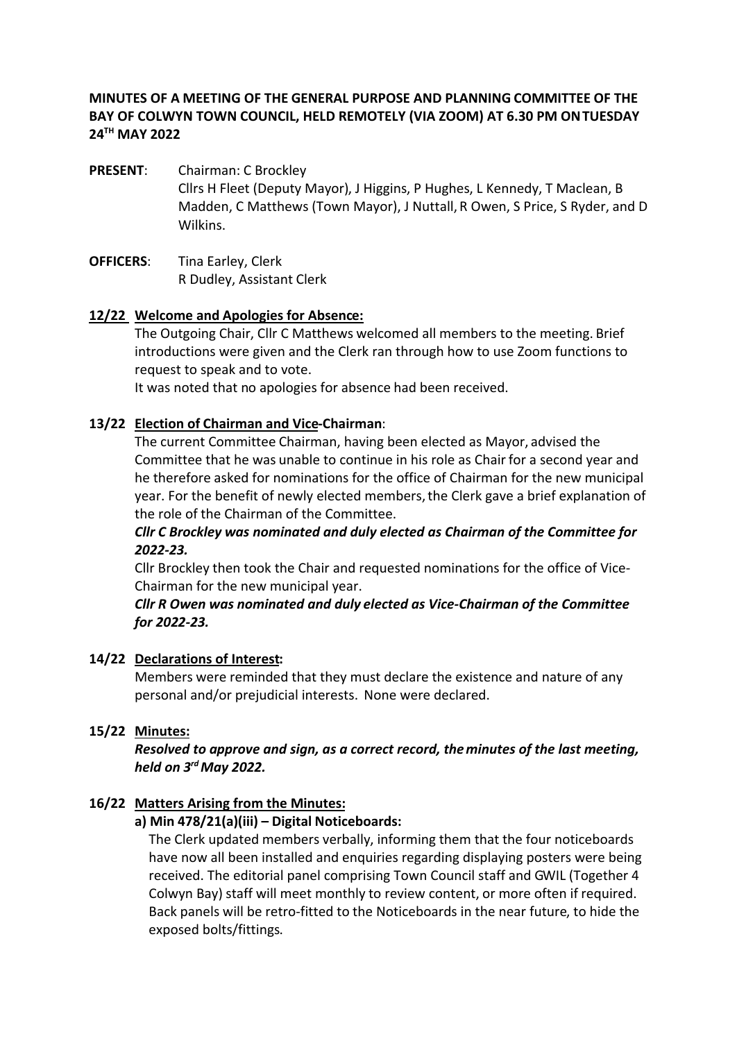**MINUTES OF A MEETING OF THE GENERAL PURPOSE AND PLANNING COMMITTEE OF THE BAY OF COLWYN TOWN COUNCIL, HELD REMOTELY (VIA ZOOM) AT 6.30 PM ON TUESDAY 24TH MAY 2022**

**PRESENT**: Chairman: C Brockley
Cllrs H Fleet (Deputy Mayor), J Higgins, P Hughes, L Kennedy, T Maclean, B Madden, C Matthews (Town Mayor), J Nuttall, R Owen, S Price, S Ryder, and D Wilkins.

**OFFICERS**: Tina Earley, Clerk
R Dudley, Assistant Clerk

**12/22 Welcome and Apologies for Absence:**

The Outgoing Chair, Cllr C Matthews welcomed all members to the meeting. Brief introductions were given and the Clerk ran through how to use Zoom functions to request to speak and to vote.

It was noted that no apologies for absence had been received.

**13/22 Election of Chairman and Vice-Chairman**:

The current Committee Chairman, having been elected as Mayor, advised the Committee that he was unable to continue in his role as Chair for a second year and he therefore asked for nominations for the office of Chairman for the new municipal year. For the benefit of newly elected members, the Clerk gave a brief explanation of the role of the Chairman of the Committee.

***Cllr C Brockley was nominated and duly elected as Chairman of the Committee for 2022-23.***

Cllr Brockley then took the Chair and requested nominations for the office of Vice-Chairman for the new municipal year.

***Cllr R Owen was nominated and duly elected as Vice-Chairman of the Committee for 2022-23.***

**14/22 Declarations of Interest:**

Members were reminded that they must declare the existence and nature of any personal and/or prejudicial interests. None were declared.

**15/22 Minutes:**

***Resolved to approve and sign, as a correct record, the minutes of the last meeting, held on 3rd May 2022.***

**16/22 Matters Arising from the Minutes:**

**a) Min 478/21(a)(iii) – Digital Noticeboards:**

The Clerk updated members verbally, informing them that the four noticeboards have now all been installed and enquiries regarding displaying posters were being received. The editorial panel comprising Town Council staff and GWIL (Together 4 Colwyn Bay) staff will meet monthly to review content, or more often if required. Back panels will be retro-fitted to the Noticeboards in the near future, to hide the exposed bolts/fittings.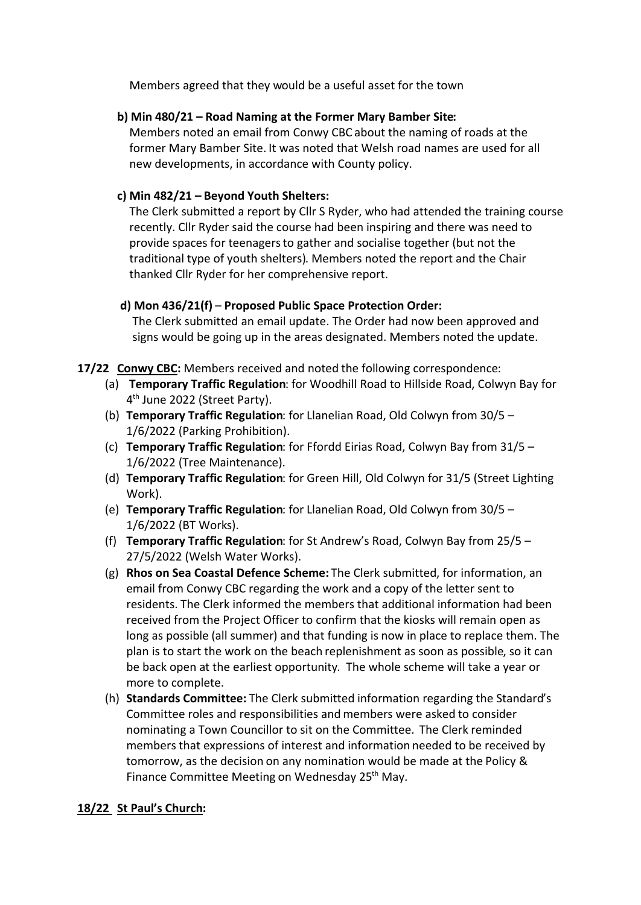Members agreed that they would be a useful asset for the town

**b) Min 480/21 – Road Naming at the Former Mary Bamber Site:**
Members noted an email from Conwy CBC about the naming of roads at the former Mary Bamber Site. It was noted that Welsh road names are used for all new developments, in accordance with County policy.

**c) Min 482/21 – Beyond Youth Shelters:**
The Clerk submitted a report by Cllr S Ryder, who had attended the training course recently. Cllr Ryder said the course had been inspiring and there was need to provide spaces for teenagers to gather and socialise together (but not the traditional type of youth shelters). Members noted the report and the Chair thanked Cllr Ryder for her comprehensive report.

**d) Mon 436/21(f) – Proposed Public Space Protection Order:**
The Clerk submitted an email update. The Order had now been approved and signs would be going up in the areas designated. Members noted the update.

**17/22** **Conwy CBC:** Members received and noted the following correspondence:

(a) **Temporary Traffic Regulation**: for Woodhill Road to Hillside Road, Colwyn Bay for 4th June 2022 (Street Party).

(b) **Temporary Traffic Regulation**: for Llanelian Road, Old Colwyn from 30/5 – 1/6/2022 (Parking Prohibition).

(c) **Temporary Traffic Regulation**: for Ffordd Eirias Road, Colwyn Bay from 31/5 – 1/6/2022 (Tree Maintenance).

(d) **Temporary Traffic Regulation**: for Green Hill, Old Colwyn for 31/5 (Street Lighting Work).

(e) **Temporary Traffic Regulation**: for Llanelian Road, Old Colwyn from 30/5 – 1/6/2022 (BT Works).

(f) **Temporary Traffic Regulation**: for St Andrew's Road, Colwyn Bay from 25/5 – 27/5/2022 (Welsh Water Works).

(g) **Rhos on Sea Coastal Defence Scheme:** The Clerk submitted, for information, an email from Conwy CBC regarding the work and a copy of the letter sent to residents. The Clerk informed the members that additional information had been received from the Project Officer to confirm that the kiosks will remain open as long as possible (all summer) and that funding is now in place to replace them. The plan is to start the work on the beach replenishment as soon as possible, so it can be back open at the earliest opportunity. The whole scheme will take a year or more to complete.

(h) **Standards Committee:** The Clerk submitted information regarding the Standard's Committee roles and responsibilities and members were asked to consider nominating a Town Councillor to sit on the Committee. The Clerk reminded members that expressions of interest and information needed to be received by tomorrow, as the decision on any nomination would be made at the Policy & Finance Committee Meeting on Wednesday 25th May.

**18/22** **St Paul's Church:**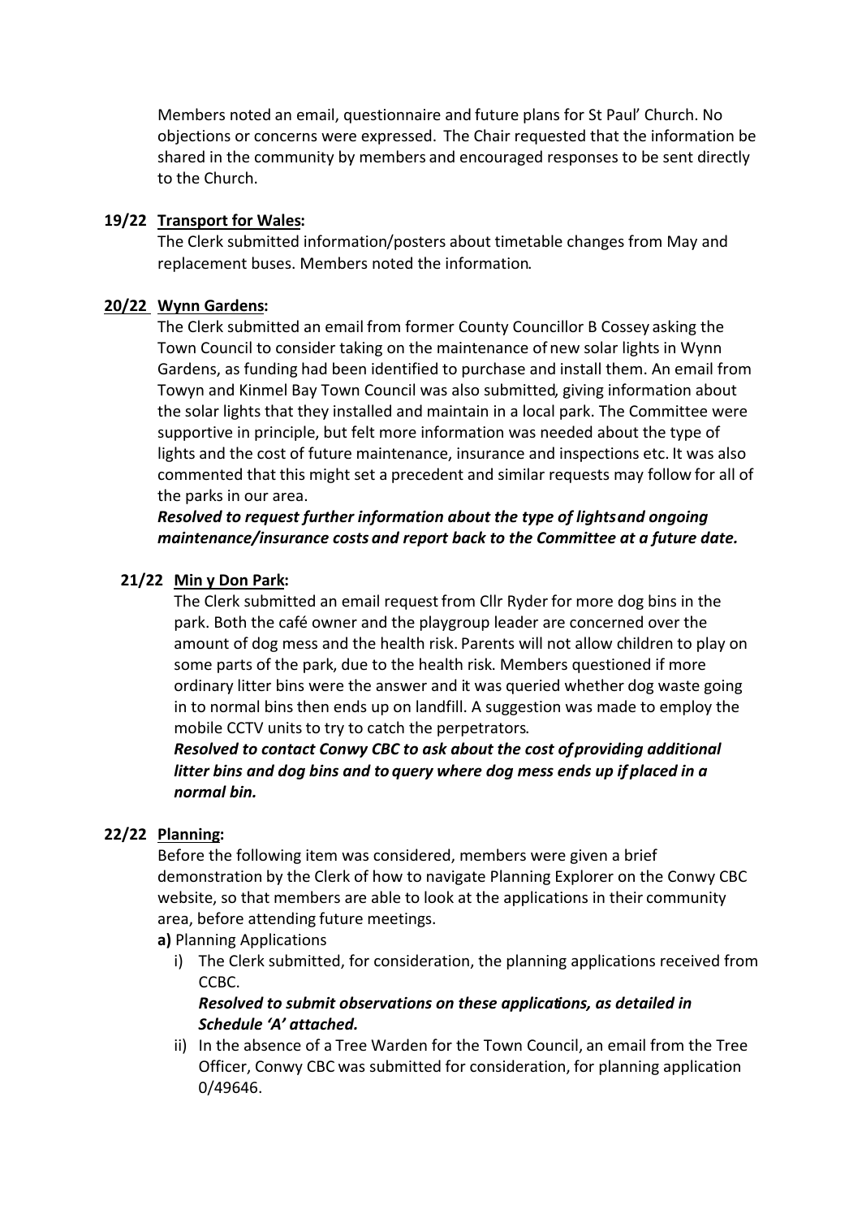Members noted an email, questionnaire and future plans for St Paul' Church. No objections or concerns were expressed. The Chair requested that the information be shared in the community by members and encouraged responses to be sent directly to the Church.

**19/22 Transport for Wales:**

The Clerk submitted information/posters about timetable changes from May and replacement buses. Members noted the information.

**20/22 Wynn Gardens:**

The Clerk submitted an email from former County Councillor B Cossey asking the Town Council to consider taking on the maintenance of new solar lights in Wynn Gardens, as funding had been identified to purchase and install them. An email from Towyn and Kinmel Bay Town Council was also submitted, giving information about the solar lights that they installed and maintain in a local park. The Committee were supportive in principle, but felt more information was needed about the type of lights and the cost of future maintenance, insurance and inspections etc. It was also commented that this might set a precedent and similar requests may follow for all of the parks in our area.

***Resolved to request further information about the type of lights and ongoing maintenance/insurance costs and report back to the Committee at a future date.***

**21/22 Min y Don Park:**

The Clerk submitted an email request from Cllr Ryder for more dog bins in the park. Both the café owner and the playgroup leader are concerned over the amount of dog mess and the health risk. Parents will not allow children to play on some parts of the park, due to the health risk. Members questioned if more ordinary litter bins were the answer and it was queried whether dog waste going in to normal bins then ends up on landfill. A suggestion was made to employ the mobile CCTV units to try to catch the perpetrators.

***Resolved to contact Conwy CBC to ask about the cost of providing additional litter bins and dog bins and to query where dog mess ends up if placed in a normal bin.***

**22/22 Planning:**

Before the following item was considered, members were given a brief demonstration by the Clerk of how to navigate Planning Explorer on the Conwy CBC website, so that members are able to look at the applications in their community area, before attending future meetings.

**a)** Planning Applications

i) The Clerk submitted, for consideration, the planning applications received from CCBC.

***Resolved to submit observations on these applications, as detailed in Schedule 'A' attached.***

ii) In the absence of a Tree Warden for the Town Council, an email from the Tree Officer, Conwy CBC was submitted for consideration, for planning application 0/49646.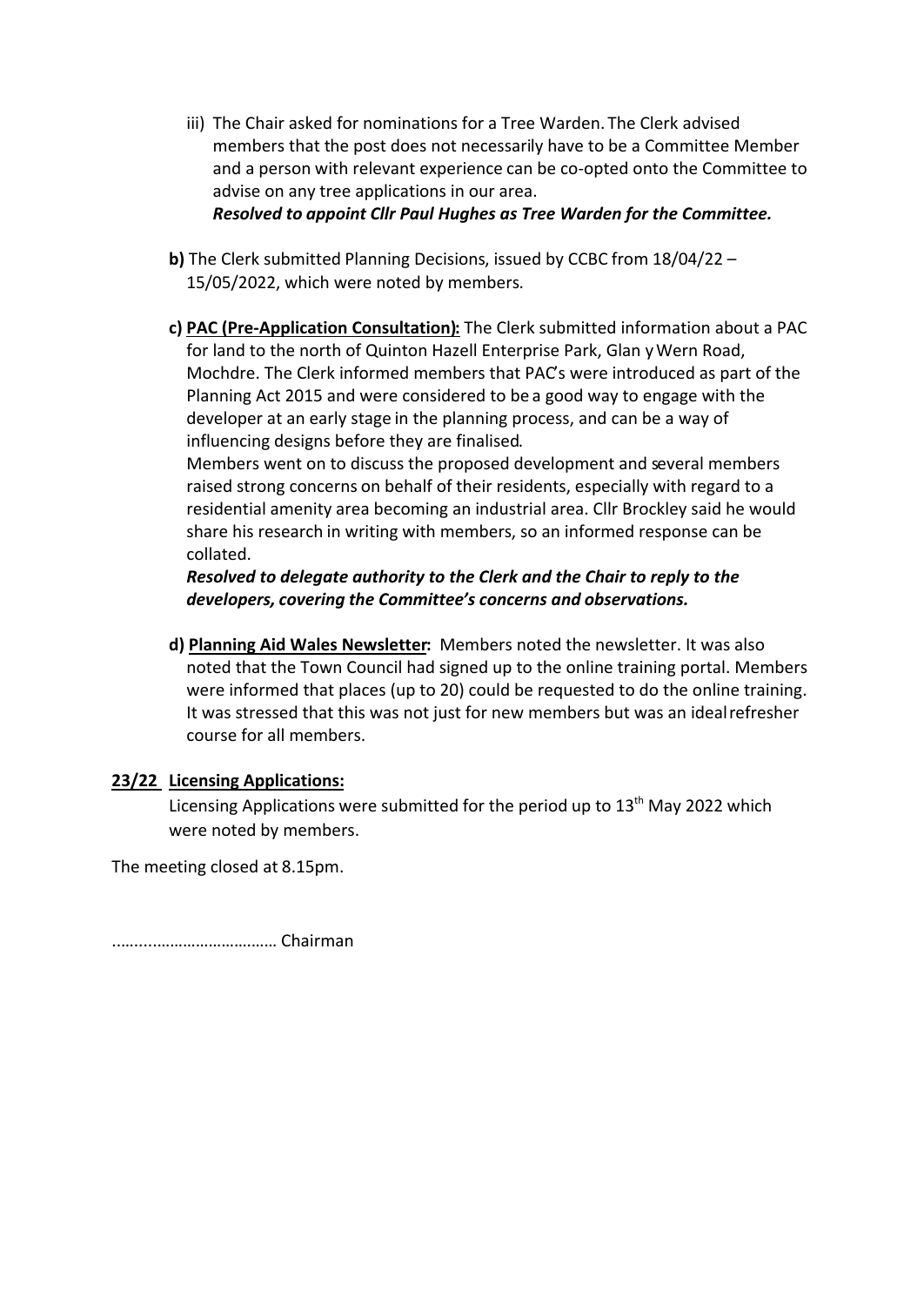iii) The Chair asked for nominations for a Tree Warden. The Clerk advised members that the post does not necessarily have to be a Committee Member and a person with relevant experience can be co-opted onto the Committee to advise on any tree applications in our area.
***Resolved to appoint Cllr Paul Hughes as Tree Warden for the Committee.***

**b)** The Clerk submitted Planning Decisions, issued by CCBC from 18/04/22 – 15/05/2022, which were noted by members.

**c) <u>PAC (Pre-Application Consultation):</u>** The Clerk submitted information about a PAC for land to the north of Quinton Hazell Enterprise Park, Glan y Wern Road, Mochdre. The Clerk informed members that PAC's were introduced as part of the Planning Act 2015 and were considered to be a good way to engage with the developer at an early stage in the planning process, and can be a way of influencing designs before they are finalised.
Members went on to discuss the proposed development and several members raised strong concerns on behalf of their residents, especially with regard to a residential amenity area becoming an industrial area. Cllr Brockley said he would share his research in writing with members, so an informed response can be collated.
***Resolved to delegate authority to the Clerk and the Chair to reply to the developers, covering the Committee's concerns and observations.***

**d) <u>Planning Aid Wales Newsletter:</u>** Members noted the newsletter. It was also noted that the Town Council had signed up to the online training portal. Members were informed that places (up to 20) could be requested to do the online training. It was stressed that this was not just for new members but was an ideal refresher course for all members.

**<u>23/22 Licensing Applications:</u>**

Licensing Applications were submitted for the period up to 13th May 2022 which were noted by members.

The meeting closed at 8.15pm.

……..………………………… Chairman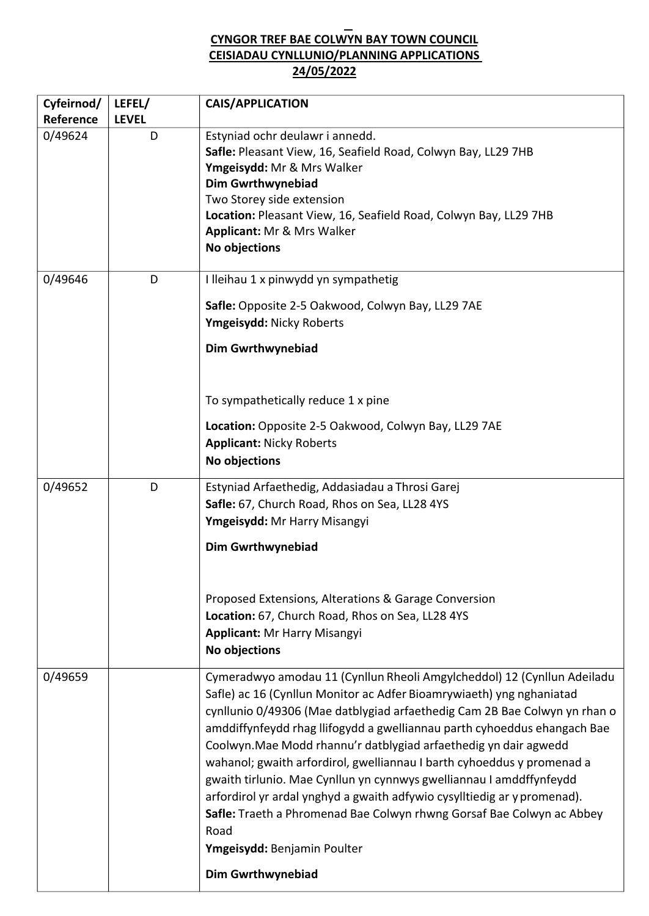**CYNGOR TREF BAE COLWYN BAY TOWN COUNCIL**
**CEISIADAU CYNLLUNIO/PLANNING APPLICATIONS**
**24/05/2022**

| Cyfeirnod/ Reference | LEFEL/ LEVEL | CAIS/APPLICATION |
|---|---|---|
| 0/49624 | D | Estyniad ochr deulawr i annedd.<br>**Safle:** Pleasant View, 16, Seafield Road, Colwyn Bay, LL29 7HB<br>**Ymgeisydd:** Mr & Mrs Walker<br>**Dim Gwrthwynebiad**<br>Two Storey side extension<br>**Location:** Pleasant View, 16, Seafield Road, Colwyn Bay, LL29 7HB<br>**Applicant:** Mr & Mrs Walker<br>**No objections** |
| 0/49646 | D | I lleihau 1 x pinwydd yn sympathetig<br>**Safle:** Opposite 2-5 Oakwood, Colwyn Bay, LL29 7AE<br>**Ymgeisydd:** Nicky Roberts<br>**Dim Gwrthwynebiad**<br>To sympathetically reduce 1 x pine<br>**Location:** Opposite 2-5 Oakwood, Colwyn Bay, LL29 7AE<br>**Applicant:** Nicky Roberts<br>**No objections** |
| 0/49652 | D | Estyniad Arfaethedig, Addasiadau a Throsi Garej<br>**Safle:** 67, Church Road, Rhos on Sea, LL28 4YS<br>**Ymgeisydd:** Mr Harry Misangyi<br>**Dim Gwrthwynebiad**<br>Proposed Extensions, Alterations & Garage Conversion<br>**Location:** 67, Church Road, Rhos on Sea, LL28 4YS<br>**Applicant:** Mr Harry Misangyi<br>**No objections** |
| 0/49659 | | Cymeradwyo amodau 11 (Cynllun Rheoli Amgylcheddol) 12 (Cynllun Adeiladu Safle) ac 16 (Cynllun Monitor ac Adfer Bioamrywiaeth) yng nghaniatad cynllunio 0/49306 (Mae datblygiad arfaethedig Cam 2B Bae Colwyn yn rhan o amddiffynfeydd rhag llifogydd a gwelliannau parth cyhoeddus ehangach Bae Coolwyn.Mae Modd rhannu'r datblygiad arfaethedig yn dair agwedd wahanol; gwaith arfordirol, gwelliannau I barth cyhoeddus y promenad a gwaith tirlunio. Mae Cynllun yn cynnwys gwelliannau I amddffynfeydd arfordirol yr ardal ynghyd a gwaith adfywio cysylltiedig ar y promenad).<br>**Safle:** Traeth a Phromenad Bae Colwyn rhwng Gorsaf Bae Colwyn ac Abbey Road<br>**Ymgeisydd:** Benjamin Poulter<br>**Dim Gwrthwynebiad** |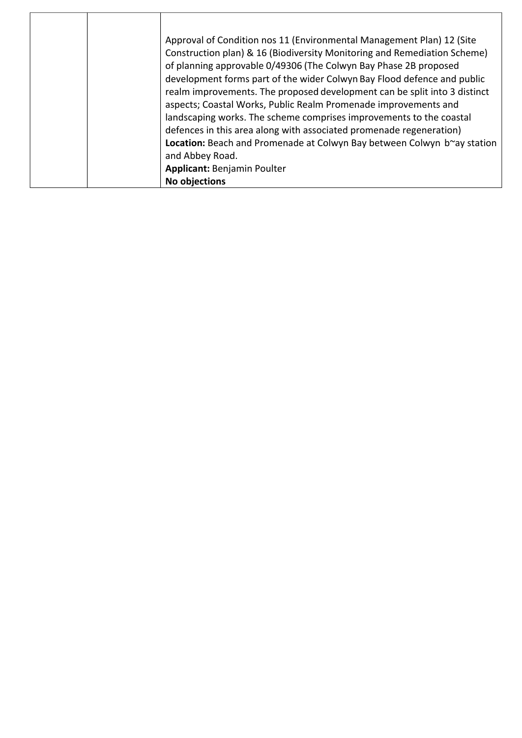| | | |
|---|---|---|
| | | Approval of Condition nos 11 (Environmental Management Plan) 12 (Site Construction plan) & 16 (Biodiversity Monitoring and Remediation Scheme) of planning approvable 0/49306 (The Colwyn Bay Phase 2B proposed development forms part of the wider Colwyn Bay Flood defence and public realm improvements. The proposed development can be split into 3 distinct aspects; Coastal Works, Public Realm Promenade improvements and landscaping works. The scheme comprises improvements to the coastal defences in this area along with associated promenade regeneration)<br>**Location:** Beach and Promenade at Colwyn Bay between Colwyn b~ay station and Abbey Road.<br>**Applicant:** Benjamin Poulter<br>**No objections** |